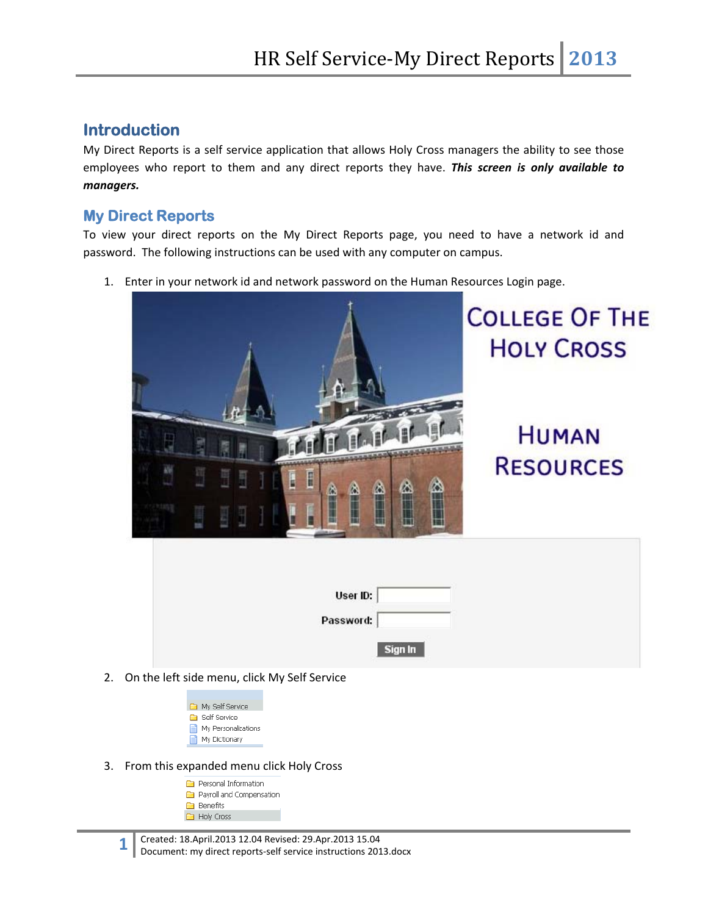## Introduction

My Direct Reports is a self service application that allows Holy Cross managers the ability to see those employees who report to them and any direct reports they have. ***This screen is only available to managers.***

## My Direct Reports

To view your direct reports on the My Direct Reports page, you need to have a network id and password. The following instructions can be used with any computer on campus.

1. Enter in your network id and network password on the Human Resources Login page.

2. On the left side menu, click My Self Service

3. From this expanded menu click Holy Cross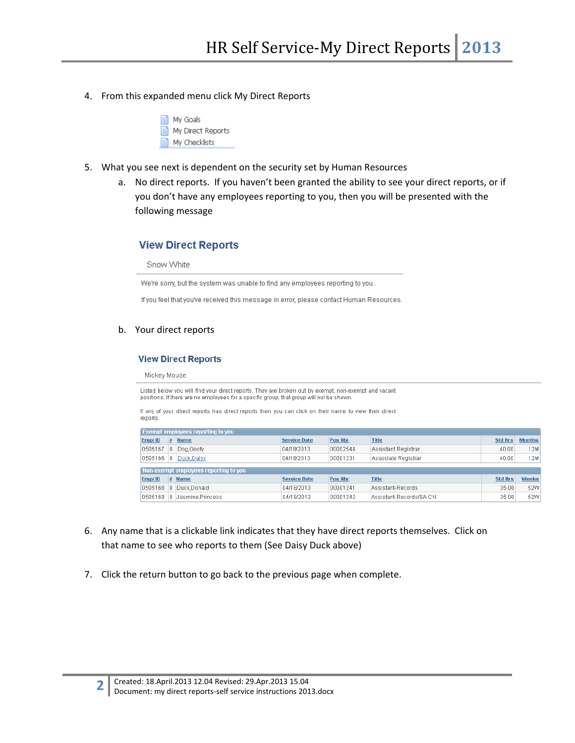4. From this expanded menu click My Direct Reports

   My Goals
   My Direct Reports
   My Checklists

5. What you see next is dependent on the security set by Human Resources
   a. No direct reports. If you haven't been granted the ability to see your direct reports, or if you don't have any employees reporting to you, then you will be presented with the following message

   **View Direct Reports**

   Snow White

   We're sorry, but the system was unable to find any employees reporting to you..

   If you feel that you've received this message in error, please contact Human Resources.

   b. Your direct reports

   **View Direct Reports**

   Mickey Mouse

   Listed below you will find your direct reports. They are broken out by exempt, non-exempt and vacant positions. If there are no employees for a specific group, that group will not be shown.

   If any of your direct reports has direct reports then you can click on their name to view their direct reports.

   **Exempt employees reporting to you**

   | Empl ID | # | Name | Service Date | Pos Nbr | Title | Std Hrs | Months |
   |---|---|---|---|---|---|---|---|
   | 0505167 | 0 | Dog,Goofy | 04/18/2013 | 00002544 | Assistant Registrar | 40.00 | 12M |
   | 0505166 | 0 | Duck,Daisy | 04/18/2013 | 00001231 | Associate Registrar | 40.00 | 12M |

   **Non-exempt employees reporting to you**

   | Empl ID | # | Name | Service Date | Pos Nbr | Title | Std Hrs | Weeks |
   |---|---|---|---|---|---|---|---|
   | 0505168 | 0 | Duck,Donald | 04/18/2013 | 00001241 | Assistant-Records | 35.00 | 52W |
   | 0505169 | 0 | Jasmine,Princess | 04/18/2013 | 00001242 | Assistant-Records/SA-CN | 35.00 | 52W |

6. Any name that is a clickable link indicates that they have direct reports themselves. Click on that name to see who reports to them (See Daisy Duck above)

7. Click the return button to go back to the previous page when complete.